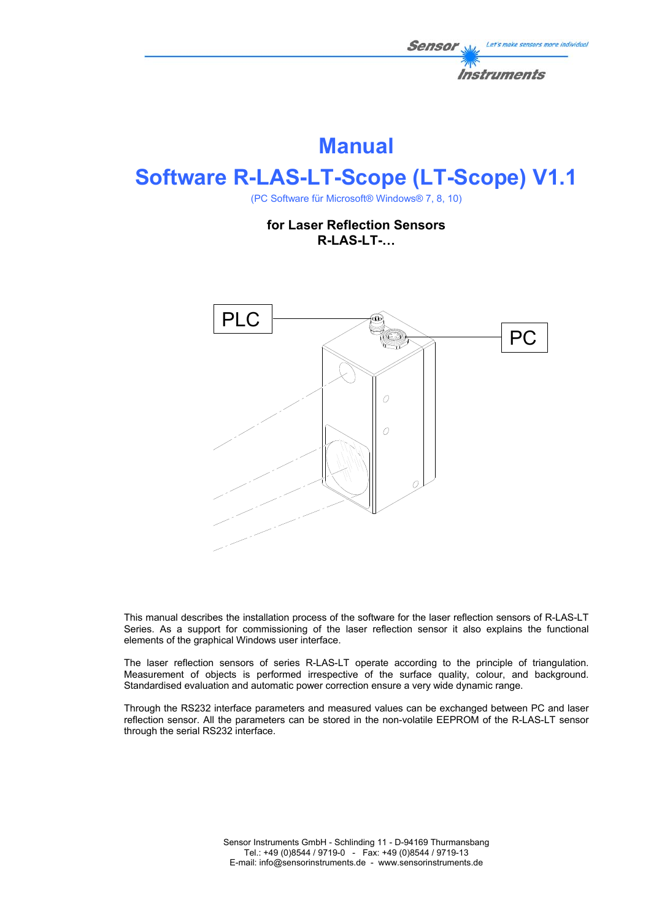# Manual

# Software R-LAS-LT-Scope (LT-Scope) V1.1

(PC Software für Microsoft® Windows® 7, 8, 10)

**for Laser Reflection Sensors**
**R-LAS-LT-…**

PLC

PC

This manual describes the installation process of the software for the laser reflection sensors of R-LAS-LT Series. As a support for commissioning of the laser reflection sensor it also explains the functional elements of the graphical Windows user interface.

The laser reflection sensors of series R-LAS-LT operate according to the principle of triangulation. Measurement of objects is performed irrespective of the surface quality, colour, and background. Standardised evaluation and automatic power correction ensure a very wide dynamic range.

Through the RS232 interface parameters and measured values can be exchanged between PC and laser reflection sensor. All the parameters can be stored in the non-volatile EEPROM of the R-LAS-LT sensor through the serial RS232 interface.

Sensor Instruments GmbH - Schlinding 11 - D-94169 Thurmansbang
Tel.: +49 (0)8544 / 9719-0 - Fax: +49 (0)8544 / 9719-13
E-mail: info@sensorinstruments.de - www.sensorinstruments.de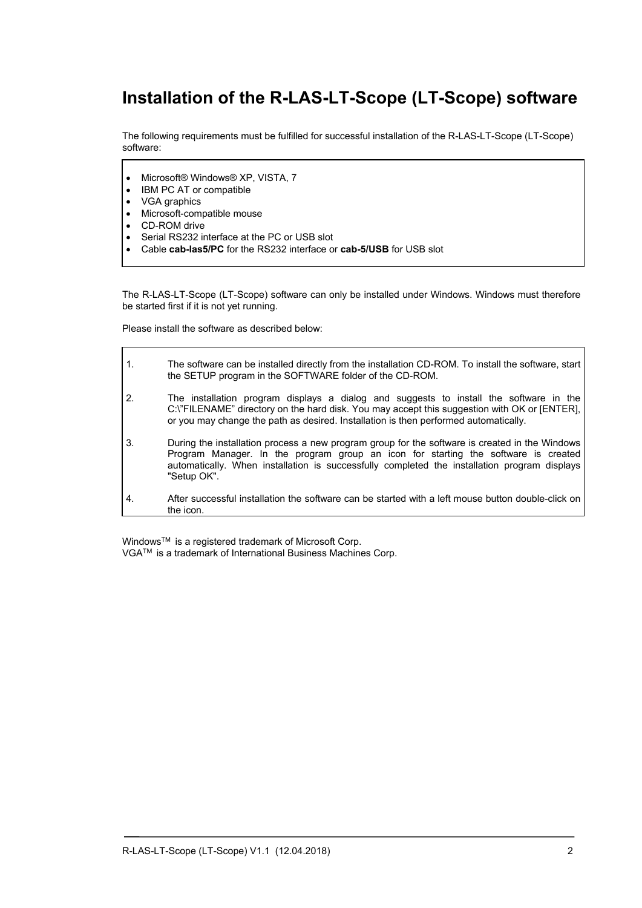# Installation of the R-LAS-LT-Scope (LT-Scope) software

The following requirements must be fulfilled for successful installation of the R-LAS-LT-Scope (LT-Scope) software:

- Microsoft® Windows® XP, VISTA, 7
- IBM PC AT or compatible
- VGA graphics
- Microsoft-compatible mouse
- CD-ROM drive
- Serial RS232 interface at the PC or USB slot
- Cable **cab-las5/PC** for the RS232 interface or **cab-5/USB** for USB slot

The R-LAS-LT-Scope (LT-Scope) software can only be installed under Windows. Windows must therefore be started first if it is not yet running.

Please install the software as described below:

1. The software can be installed directly from the installation CD-ROM. To install the software, start the SETUP program in the SOFTWARE folder of the CD-ROM.

2. The installation program displays a dialog and suggests to install the software in the C:\"FILENAME" directory on the hard disk. You may accept this suggestion with OK or [ENTER], or you may change the path as desired. Installation is then performed automatically.

3. During the installation process a new program group for the software is created in the Windows Program Manager. In the program group an icon for starting the software is created automatically. When installation is successfully completed the installation program displays "Setup OK".

4. After successful installation the software can be started with a left mouse button double-click on the icon.

Windows™ is a registered trademark of Microsoft Corp.
VGA™ is a trademark of International Business Machines Corp.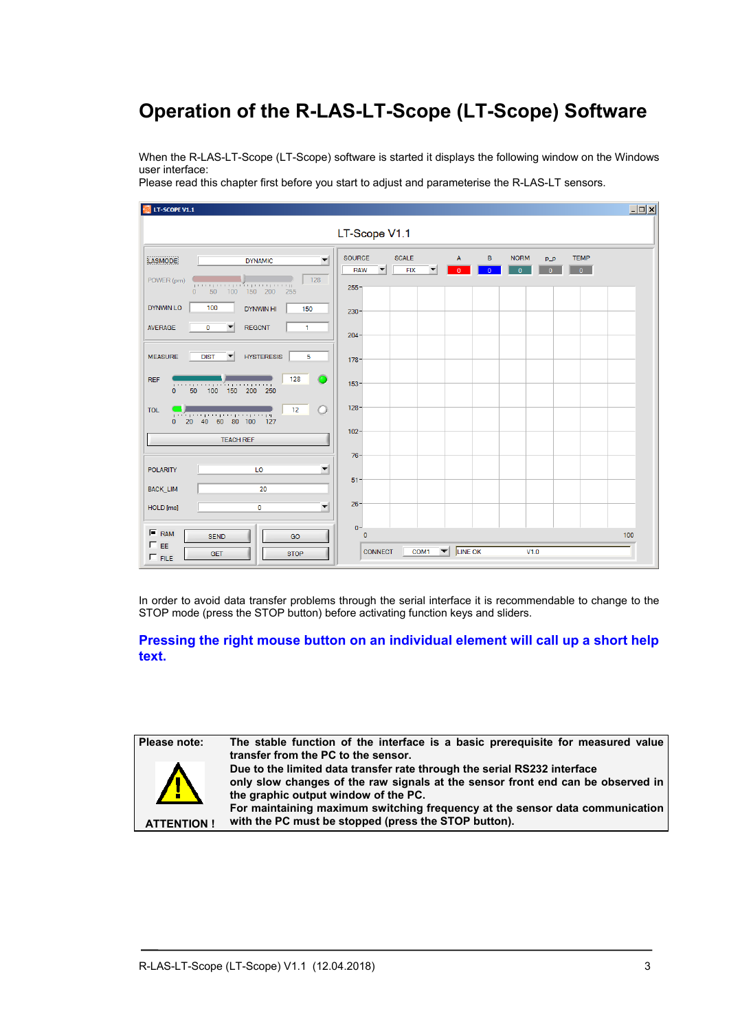# Operation of the R-LAS-LT-Scope (LT-Scope) Software

When the R-LAS-LT-Scope (LT-Scope) software is started it displays the following window on the Windows user interface:
Please read this chapter first before you start to adjust and parameterise the R-LAS-LT sensors.

In order to avoid data transfer problems through the serial interface it is recommendable to change to the STOP mode (press the STOP button) before activating function keys and sliders.

**Pressing the right mouse button on an individual element will call up a short help text.**

| Please note: ATTENTION ! | **The stable function of the interface is a basic prerequisite for measured value transfer from the PC to the sensor. Due to the limited data transfer rate through the serial RS232 interface only slow changes of the raw signals at the sensor front end can be observed in the graphic output window of the PC. For maintaining maximum switching frequency at the sensor data communication with the PC must be stopped (press the STOP button).** |
|---|---|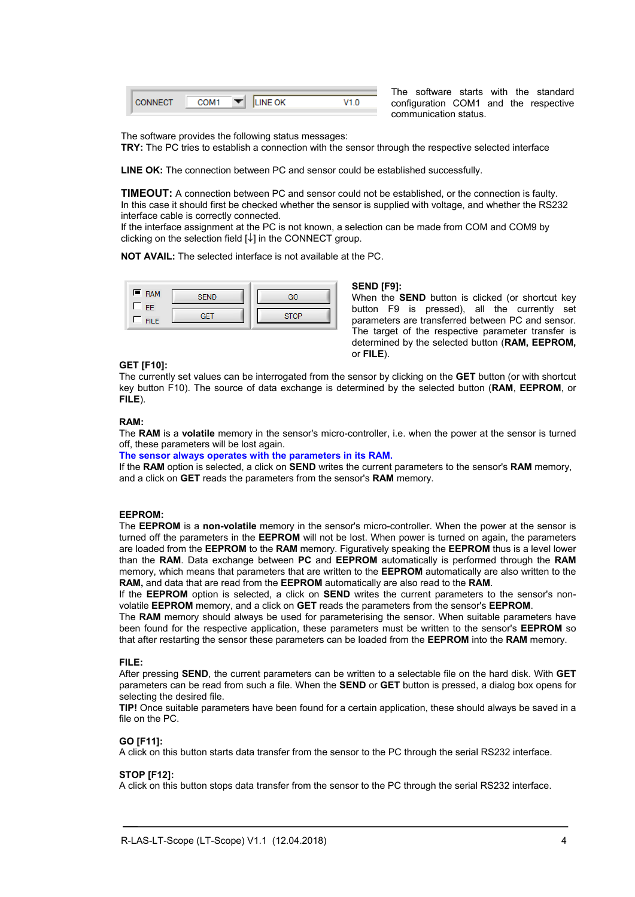The software starts with the standard configuration COM1 and the respective communication status.

The software provides the following status messages:

**TRY:** The PC tries to establish a connection with the sensor through the respective selected interface

**LINE OK:** The connection between PC and sensor could be established successfully.

**TIMEOUT:** A connection between PC and sensor could not be established, or the connection is faulty.
In this case it should first be checked whether the sensor is supplied with voltage, and whether the RS232 interface cable is correctly connected.
If the interface assignment at the PC is not known, a selection can be made from COM and COM9 by clicking on the selection field [↓] in the CONNECT group.

**NOT AVAIL:** The selected interface is not available at the PC.

**SEND [F9]:**
When the **SEND** button is clicked (or shortcut key button F9 is pressed), all the currently set parameters are transferred between PC and sensor. The target of the respective parameter transfer is determined by the selected button (**RAM, EEPROM,** or **FILE**).

**GET [F10]:**
The currently set values can be interrogated from the sensor by clicking on the **GET** button (or with shortcut key button F10). The source of data exchange is determined by the selected button (**RAM**, **EEPROM**, or **FILE**).

**RAM:**
The **RAM** is a **volatile** memory in the sensor's micro-controller, i.e. when the power at the sensor is turned off, these parameters will be lost again.
**The sensor always operates with the parameters in its RAM.**
If the **RAM** option is selected, a click on **SEND** writes the current parameters to the sensor's **RAM** memory, and a click on **GET** reads the parameters from the sensor's **RAM** memory.

**EEPROM:**
The **EEPROM** is a **non-volatile** memory in the sensor's micro-controller. When the power at the sensor is turned off the parameters in the **EEPROM** will not be lost. When power is turned on again, the parameters are loaded from the **EEPROM** to the **RAM** memory. Figuratively speaking the **EEPROM** thus is a level lower than the **RAM**. Data exchange between **PC** and **EEPROM** automatically is performed through the **RAM** memory, which means that parameters that are written to the **EEPROM** automatically are also written to the **RAM,** and data that are read from the **EEPROM** automatically are also read to the **RAM**.
If the **EEPROM** option is selected, a click on **SEND** writes the current parameters to the sensor's non-volatile **EEPROM** memory, and a click on **GET** reads the parameters from the sensor's **EEPROM**.
The **RAM** memory should always be used for parameterising the sensor. When suitable parameters have been found for the respective application, these parameters must be written to the sensor's **EEPROM** so that after restarting the sensor these parameters can be loaded from the **EEPROM** into the **RAM** memory.

**FILE:**
After pressing **SEND**, the current parameters can be written to a selectable file on the hard disk. With **GET** parameters can be read from such a file. When the **SEND** or **GET** button is pressed, a dialog box opens for selecting the desired file.
**TIP!** Once suitable parameters have been found for a certain application, these should always be saved in a file on the PC.

**GO [F11]:**
A click on this button starts data transfer from the sensor to the PC through the serial RS232 interface.

**STOP [F12]:**
A click on this button stops data transfer from the sensor to the PC through the serial RS232 interface.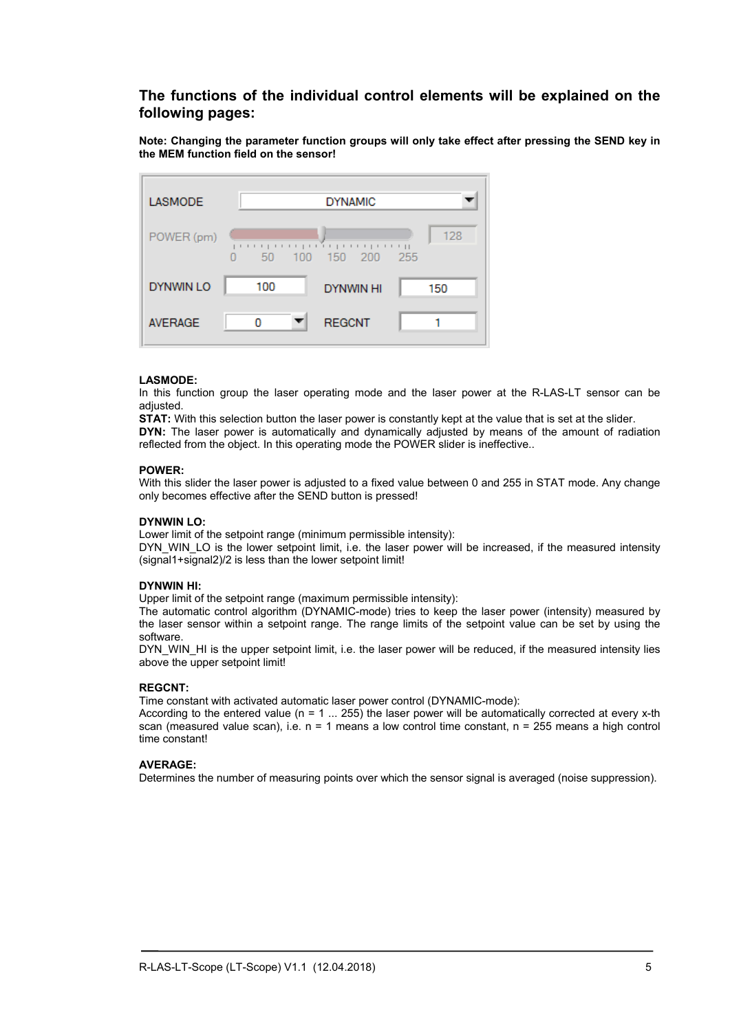## The functions of the individual control elements will be explained on the following pages:

**Note: Changing the parameter function groups will only take effect after pressing the SEND key in the MEM function field on the sensor!**

| LASMODE | DYNAMIC | | |
|---|---|---|---|
| POWER (pm) | 0 50 100 150 200 255 | | 128 |
| DYNWIN LO | 100 | DYNWIN HI | 150 |
| AVERAGE | 0 | REGCNT | 1 |

**LASMODE:**
In this function group the laser operating mode and the laser power at the R-LAS-LT sensor can be adjusted.
**STAT:** With this selection button the laser power is constantly kept at the value that is set at the slider.
**DYN:** The laser power is automatically and dynamically adjusted by means of the amount of radiation reflected from the object. In this operating mode the POWER slider is ineffective..

**POWER:**
With this slider the laser power is adjusted to a fixed value between 0 and 255 in STAT mode. Any change only becomes effective after the SEND button is pressed!

**DYNWIN LO:**
Lower limit of the setpoint range (minimum permissible intensity):
DYN_WIN_LO is the lower setpoint limit, i.e. the laser power will be increased, if the measured intensity (signal1+signal2)/2 is less than the lower setpoint limit!

**DYNWIN HI:**
Upper limit of the setpoint range (maximum permissible intensity):
The automatic control algorithm (DYNAMIC-mode) tries to keep the laser power (intensity) measured by the laser sensor within a setpoint range. The range limits of the setpoint value can be set by using the software.
DYN_WIN_HI is the upper setpoint limit, i.e. the laser power will be reduced, if the measured intensity lies above the upper setpoint limit!

**REGCNT:**
Time constant with activated automatic laser power control (DYNAMIC-mode):
According to the entered value (n = 1 ... 255) the laser power will be automatically corrected at every x-th scan (measured value scan), i.e. n = 1 means a low control time constant, n = 255 means a high control time constant!

**AVERAGE:**
Determines the number of measuring points over which the sensor signal is averaged (noise suppression).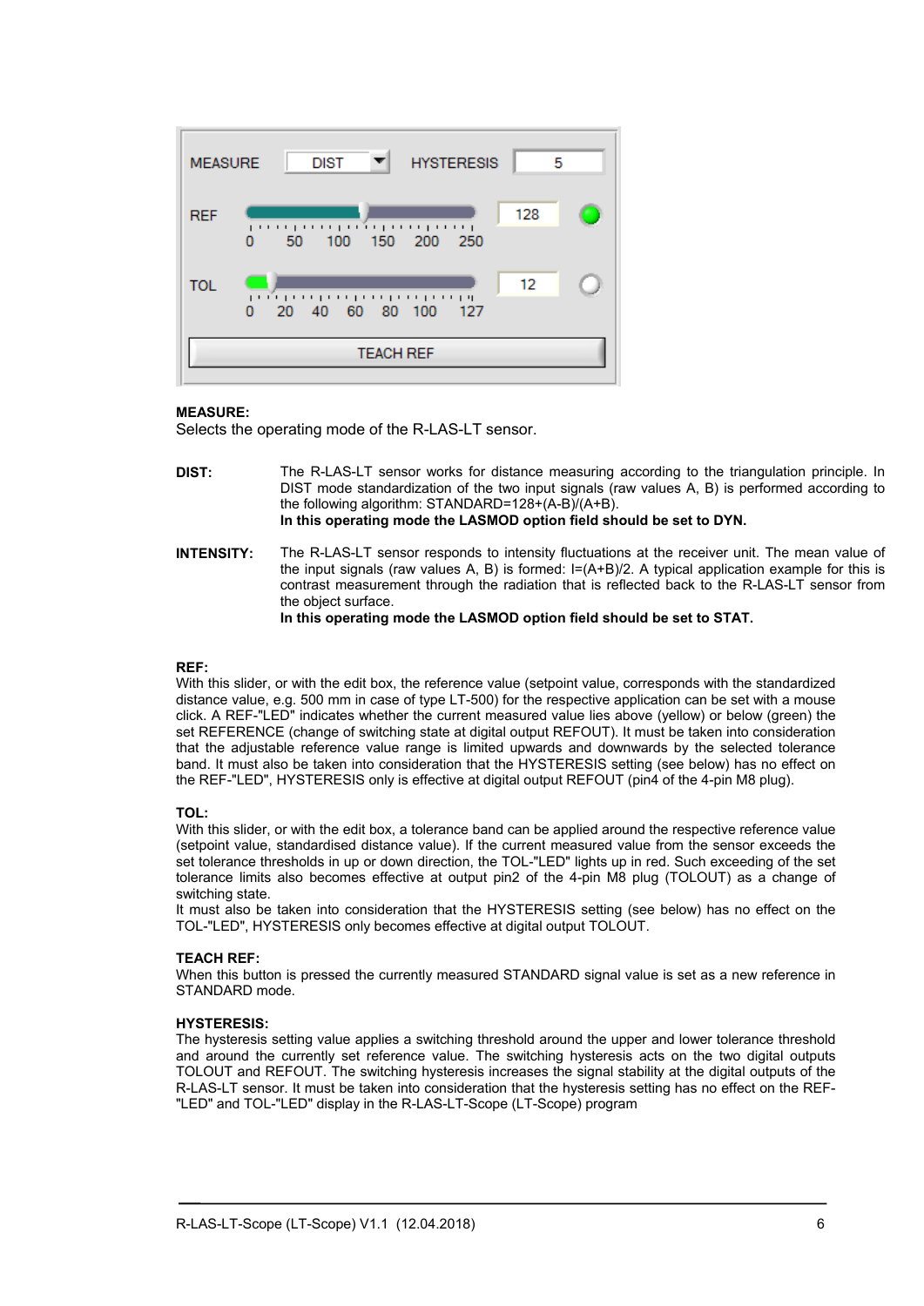**MEASURE:**
Selects the operating mode of the R-LAS-LT sensor.

**DIST:** The R-LAS-LT sensor works for distance measuring according to the triangulation principle. In DIST mode standardization of the two input signals (raw values A, B) is performed according to the following algorithm: STANDARD=128+(A-B)/(A+B).
**In this operating mode the LASMOD option field should be set to DYN.**

**INTENSITY:** The R-LAS-LT sensor responds to intensity fluctuations at the receiver unit. The mean value of the input signals (raw values A, B) is formed: I=(A+B)/2. A typical application example for this is contrast measurement through the radiation that is reflected back to the R-LAS-LT sensor from the object surface.
**In this operating mode the LASMOD option field should be set to STAT.**

**REF:**
With this slider, or with the edit box, the reference value (setpoint value, corresponds with the standardized distance value, e.g. 500 mm in case of type LT-500) for the respective application can be set with a mouse click. A REF-"LED" indicates whether the current measured value lies above (yellow) or below (green) the set REFERENCE (change of switching state at digital output REFOUT). It must be taken into consideration that the adjustable reference value range is limited upwards and downwards by the selected tolerance band. It must also be taken into consideration that the HYSTERESIS setting (see below) has no effect on the REF-"LED", HYSTERESIS only is effective at digital output REFOUT (pin4 of the 4-pin M8 plug).

**TOL:**
With this slider, or with the edit box, a tolerance band can be applied around the respective reference value (setpoint value, standardised distance value). If the current measured value from the sensor exceeds the set tolerance thresholds in up or down direction, the TOL-"LED" lights up in red. Such exceeding of the set tolerance limits also becomes effective at output pin2 of the 4-pin M8 plug (TOLOUT) as a change of switching state.
It must also be taken into consideration that the HYSTERESIS setting (see below) has no effect on the TOL-"LED", HYSTERESIS only becomes effective at digital output TOLOUT.

**TEACH REF:**
When this button is pressed the currently measured STANDARD signal value is set as a new reference in STANDARD mode.

**HYSTERESIS:**
The hysteresis setting value applies a switching threshold around the upper and lower tolerance threshold and around the currently set reference value. The switching hysteresis acts on the two digital outputs TOLOUT and REFOUT. The switching hysteresis increases the signal stability at the digital outputs of the R-LAS-LT sensor. It must be taken into consideration that the hysteresis setting has no effect on the REF-"LED" and TOL-"LED" display in the R-LAS-LT-Scope (LT-Scope) program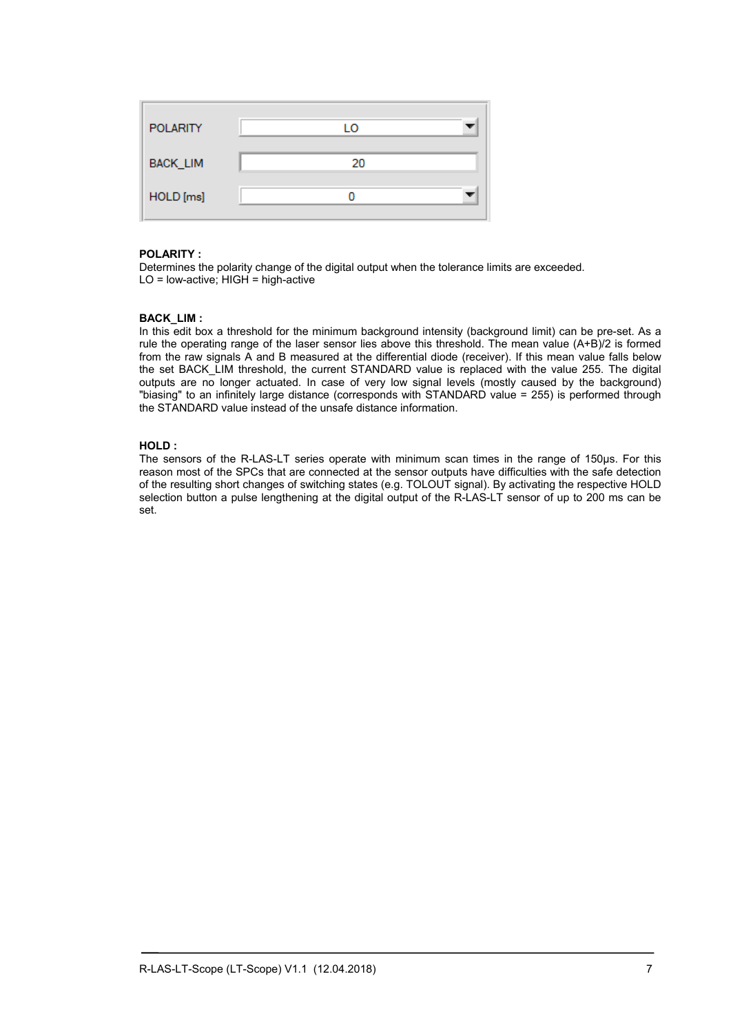| POLARITY | LO |
| --- | --- |
| BACK_LIM | 20 |
| HOLD [ms] | 0 |

**POLARITY :**
Determines the polarity change of the digital output when the tolerance limits are exceeded.
LO = low-active; HIGH = high-active

**BACK_LIM :**
In this edit box a threshold for the minimum background intensity (background limit) can be pre-set. As a rule the operating range of the laser sensor lies above this threshold. The mean value (A+B)/2 is formed from the raw signals A and B measured at the differential diode (receiver). If this mean value falls below the set BACK_LIM threshold, the current STANDARD value is replaced with the value 255. The digital outputs are no longer actuated. In case of very low signal levels (mostly caused by the background) "biasing" to an infinitely large distance (corresponds with STANDARD value = 255) is performed through the STANDARD value instead of the unsafe distance information.

**HOLD :**
The sensors of the R-LAS-LT series operate with minimum scan times in the range of 150µs. For this reason most of the SPCs that are connected at the sensor outputs have difficulties with the safe detection of the resulting short changes of switching states (e.g. TOLOUT signal). By activating the respective HOLD selection button a pulse lengthening at the digital output of the R-LAS-LT sensor of up to 200 ms can be set.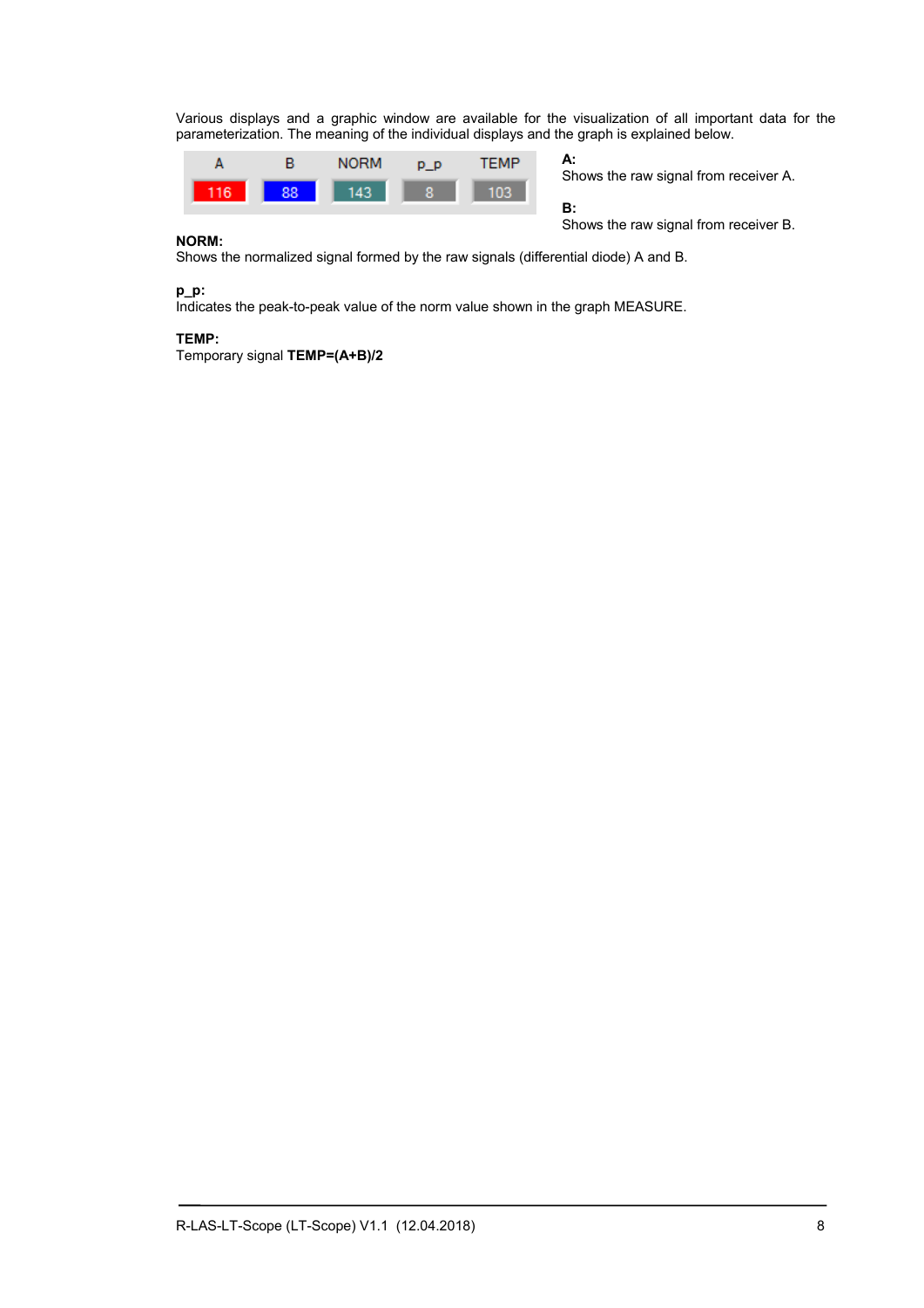Various displays and a graphic window are available for the visualization of all important data for the parameterization. The meaning of the individual displays and the graph is explained below.

| A | B | NORM | p_p | TEMP |
|---|---|---|---|---|
| 116 | 88 | 143 | 8 | 103 |

**A:**
Shows the raw signal from receiver A.

**B:**
Shows the raw signal from receiver B.

**NORM:**
Shows the normalized signal formed by the raw signals (differential diode) A and B.

**p_p:**
Indicates the peak-to-peak value of the norm value shown in the graph MEASURE.

**TEMP:**
Temporary signal **TEMP=(A+B)/2**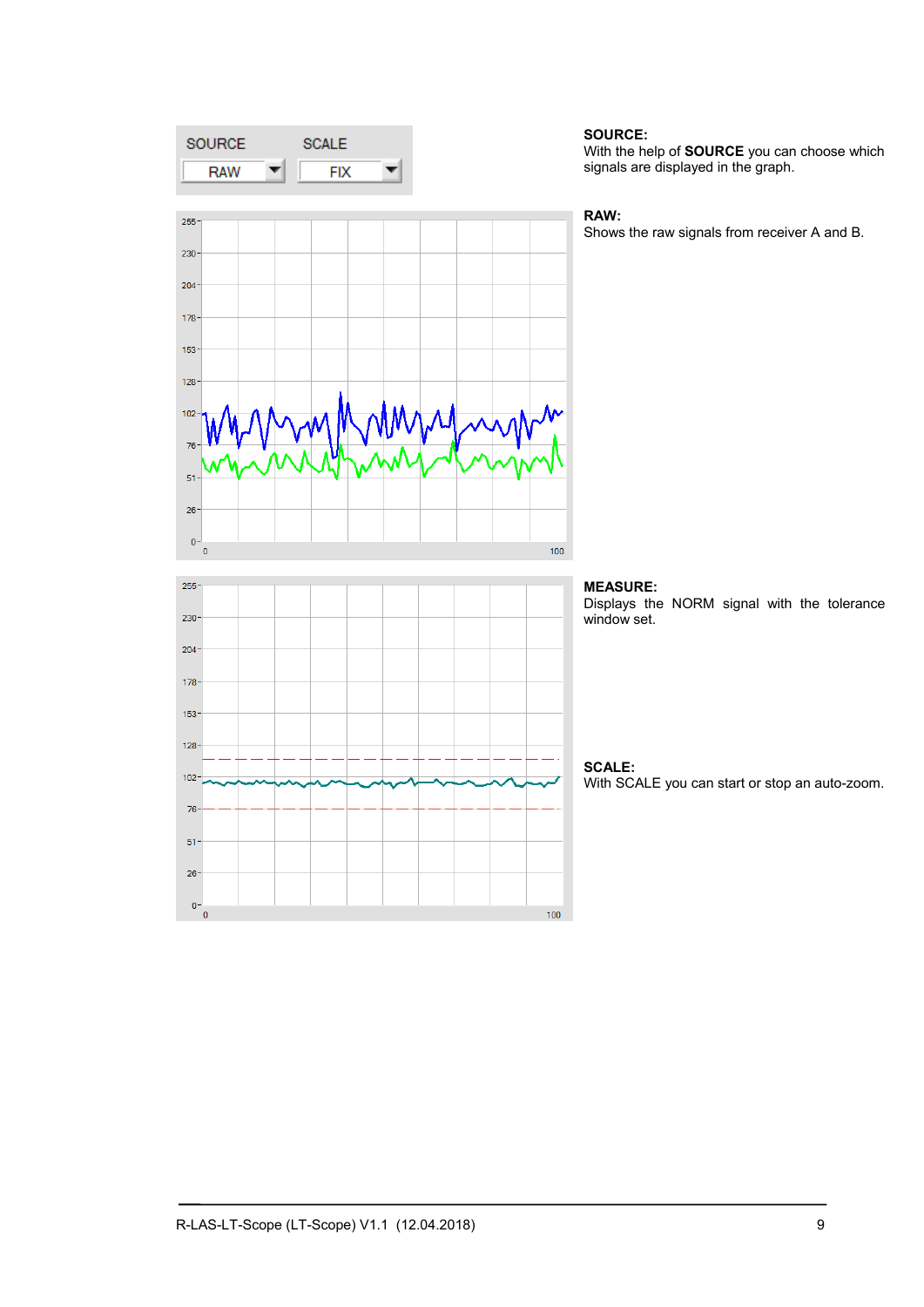**SOURCE:**
With the help of **SOURCE** you can choose which signals are displayed in the graph.

**RAW:**
Shows the raw signals from receiver A and B.

**MEASURE:**
Displays the NORM signal with the tolerance window set.

**SCALE:**
With SCALE you can start or stop an auto-zoom.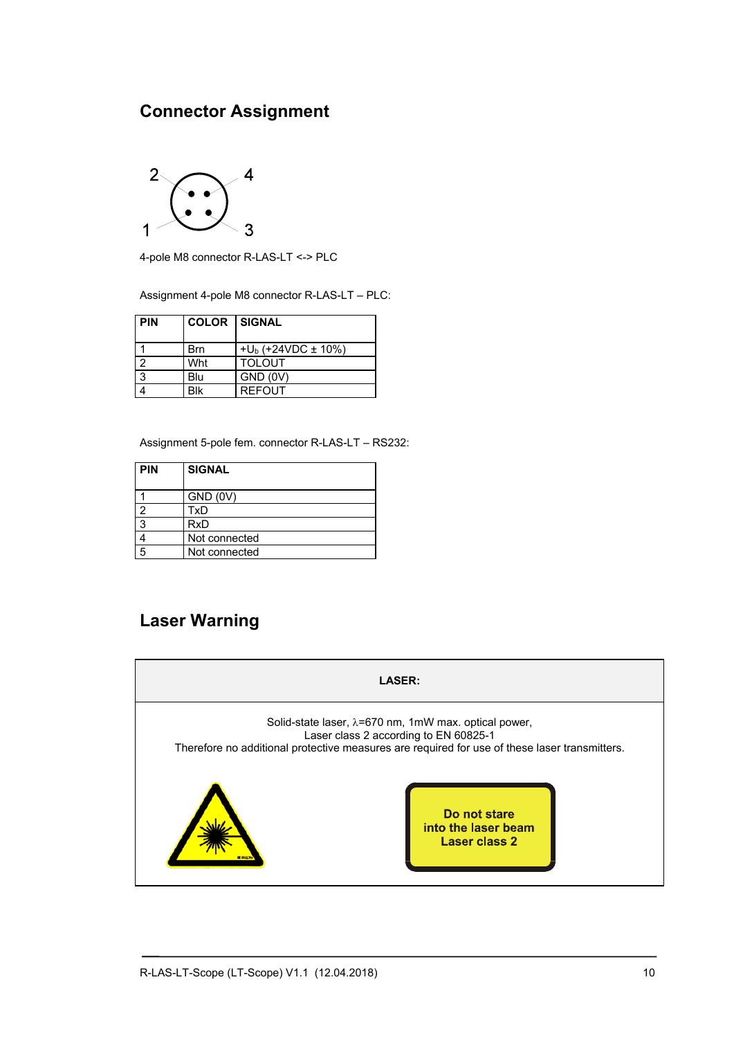## Connector Assignment

2 4

1 3

4-pole M8 connector R-LAS-LT <-> PLC

Assignment 4-pole M8 connector R-LAS-LT – PLC:

| PIN | COLOR | SIGNAL |
|---|---|---|
| 1 | Brn | $+U_b$ (+24VDC ± 10%) |
| 2 | Wht | TOLOUT |
| 3 | Blu | GND (0V) |
| 4 | Blk | REFOUT |

Assignment 5-pole fem. connector R-LAS-LT – RS232:

| PIN | SIGNAL |
|---|---|
| 1 | GND (0V) |
| 2 | TxD |
| 3 | RxD |
| 4 | Not connected |
| 5 | Not connected |

## Laser Warning

| **LASER:** |
|---|
| Solid-state laser, $\lambda$=670 nm, 1mW max. optical power,<br>Laser class 2 according to EN 60825-1<br>Therefore no additional protective measures are required for use of these laser transmitters. |

**Do not stare into the laser beam Laser class 2**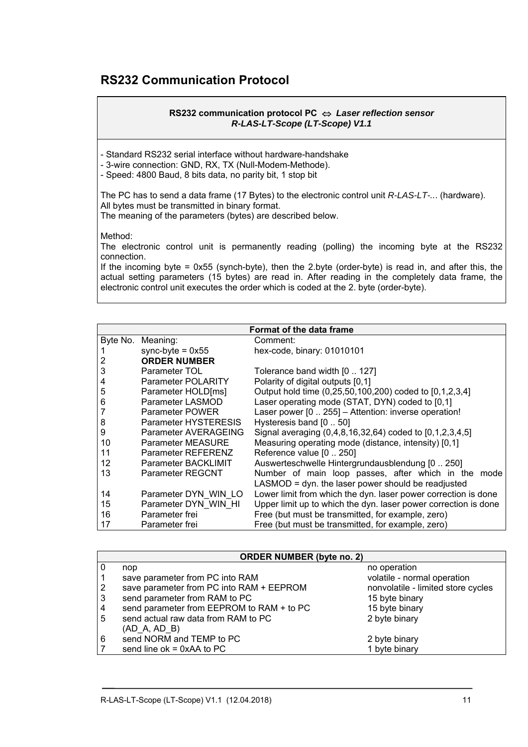## RS232 Communication Protocol

**RS232 communication protocol PC ⇔ *Laser reflection sensor R-LAS-LT-Scope (LT-Scope) V1.1***

- Standard RS232 serial interface without hardware-handshake
- 3-wire connection: GND, RX, TX (Null-Modem-Methode).
- Speed: 4800 Baud, 8 bits data, no parity bit, 1 stop bit

The PC has to send a data frame (17 Bytes) to the electronic control unit *R-LAS-LT-...* (hardware).
All bytes must be transmitted in binary format.
The meaning of the parameters (bytes) are described below.

Method:
The electronic control unit is permanently reading (polling) the incoming byte at the RS232 connection.
If the incoming byte = 0x55 (synch-byte), then the 2.byte (order-byte) is read in, and after this, the actual setting parameters (15 bytes) are read in. After reading in the completely data frame, the electronic control unit executes the order which is coded at the 2. byte (order-byte).

**Format of the data frame**

| Byte No. | Meaning: | Comment: |
|---|---|---|
| 1 | sync-byte = 0x55 | hex-code, binary: 01010101 |
| 2 | **ORDER NUMBER** | |
| 3 | Parameter TOL | Tolerance band width [0 .. 127] |
| 4 | Parameter POLARITY | Polarity of digital outputs [0,1] |
| 5 | Parameter HOLD[ms] | Output hold time (0,25,50,100,200) coded to [0,1,2,3,4] |
| 6 | Parameter LASMOD | Laser operating mode (STAT, DYN) coded to [0,1] |
| 7 | Parameter POWER | Laser power [0 .. 255] – Attention: inverse operation! |
| 8 | Parameter HYSTERESIS | Hysteresis band [0 .. 50] |
| 9 | Parameter AVERAGEING | Signal averaging (0,4,8,16,32,64) coded to [0,1,2,3,4,5] |
| 10 | Parameter MEASURE | Measuring operating mode (distance, intensity) [0,1] |
| 11 | Parameter REFERENZ | Reference value [0 .. 250] |
| 12 | Parameter BACKLIMIT | Auswerteschwelle Hintergrundausblendung [0 .. 250] |
| 13 | Parameter REGCNT | Number of main loop passes, after which in the mode LASMOD = dyn. the laser power should be readjusted |
| 14 | Parameter DYN_WIN_LO | Lower limit from which the dyn. laser power correction is done |
| 15 | Parameter DYN_WIN_HI | Upper limit up to which the dyn. laser power correction is done |
| 16 | Parameter frei | Free (but must be transmitted, for example, zero) |
| 17 | Parameter frei | Free (but must be transmitted, for example, zero) |

**ORDER NUMBER (byte no. 2)**

| | | |
|---|---|---|
| 0 | nop | no operation |
| 1 | save parameter from PC into RAM | volatile - normal operation |
| 2 | save parameter from PC into RAM + EEPROM | nonvolatile - limited store cycles |
| 3 | send parameter from RAM to PC | 15 byte binary |
| 4 | send parameter from EEPROM to RAM + to PC | 15 byte binary |
| 5 | send actual raw data from RAM to PC (AD_A, AD_B) | 2 byte binary |
| 6 | send NORM and TEMP to PC | 2 byte binary |
| 7 | send line ok = 0xAA to PC | 1 byte binary |